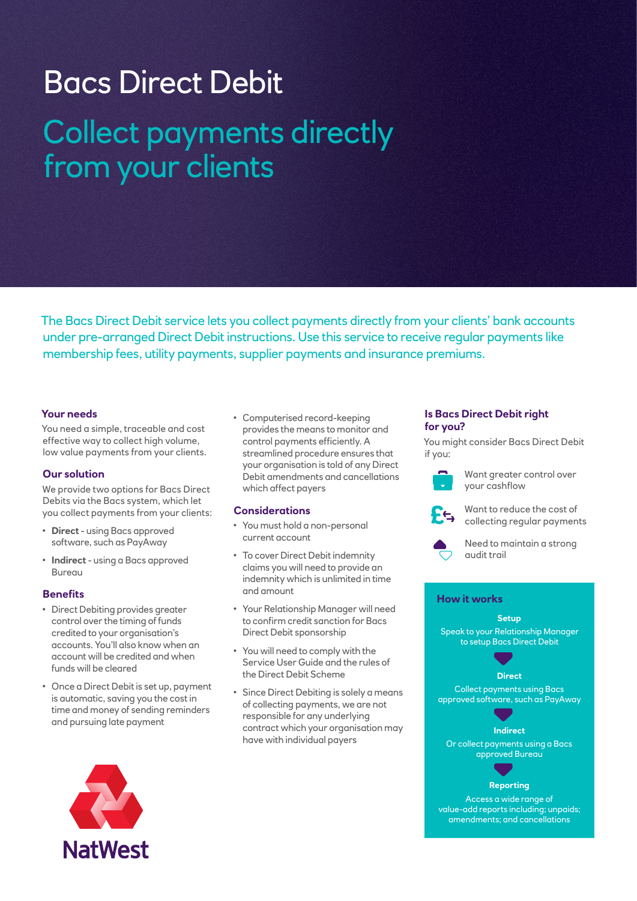# Bacs Direct Debit

## Collect payments directly from your clients

The Bacs Direct Debit service lets you collect payments directly from your clients' bank accounts under pre-arranged Direct Debit instructions. Use this service to receive regular payments like membership fees, utility payments, supplier payments and insurance premiums.

### Your needs

You need a simple, traceable and cost effective way to collect high volume, low value payments from your clients.

### Our solution

We provide two options for Bacs Direct Debits via the Bacs system, which let you collect payments from your clients:

- **Direct** - using Bacs approved software, such as PayAway
- **Indirect** - using a Bacs approved Bureau

### Benefits

- Direct Debiting provides greater control over the timing of funds credited to your organisation's accounts. You'll also know when an account will be credited and when funds will be cleared
- Once a Direct Debit is set up, payment is automatic, saving you the cost in time and money of sending reminders and pursuing late payment
- Computerised record-keeping provides the means to monitor and control payments efficiently. A streamlined procedure ensures that your organisation is told of any Direct Debit amendments and cancellations which affect payers

### Considerations

- You must hold a non-personal current account
- To cover Direct Debit indemnity claims you will need to provide an indemnity which is unlimited in time and amount
- Your Relationship Manager will need to confirm credit sanction for Bacs Direct Debit sponsorship
- You will need to comply with the Service User Guide and the rules of the Direct Debit Scheme
- Since Direct Debiting is solely a means of collecting payments, we are not responsible for any underlying contract which your organisation may have with individual payers

### Is Bacs Direct Debit right for you?

You might consider Bacs Direct Debit if you:

- Want greater control over your cashflow
- Want to reduce the cost of collecting regular payments
- Need to maintain a strong audit trail

### How it works

**Setup**
Speak to your Relationship Manager to setup Bacs Direct Debit

**Direct**
Collect payments using Bacs approved software, such as PayAway

**Indirect**
Or collect payments using a Bacs approved Bureau

**Reporting**
Access a wide range of value-add reports including; unpaids; amendments; and cancellations

NatWest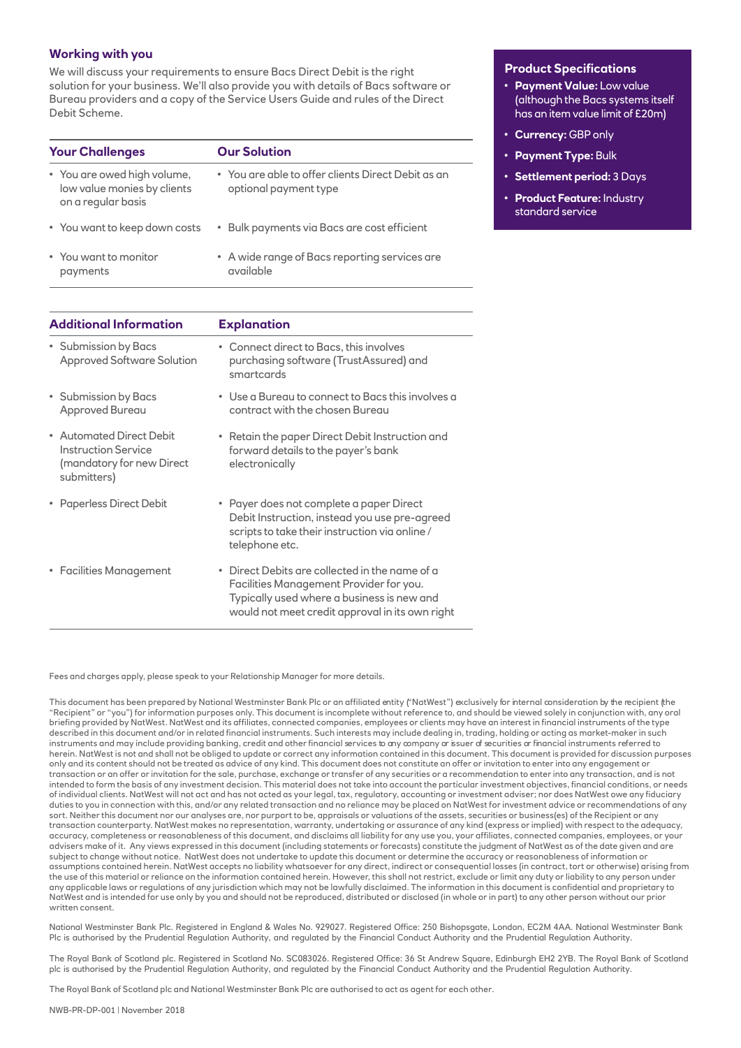## Working with you

We will discuss your requirements to ensure Bacs Direct Debit is the right solution for your business. We'll also provide you with details of Bacs software or Bureau providers and a copy of the Service Users Guide and rules of the Direct Debit Scheme.

| Your Challenges | Our Solution |
|---|---|
| • You are owed high volume, low value monies by clients on a regular basis | • You are able to offer clients Direct Debit as an optional payment type |
| • You want to keep down costs | • Bulk payments via Bacs are cost efficient |
| • You want to monitor payments | • A wide range of Bacs reporting services are available |

| Additional Information | Explanation |
|---|---|
| • Submission by Bacs Approved Software Solution | • Connect direct to Bacs, this involves purchasing software (TrustAssured) and smartcards |
| • Submission by Bacs Approved Bureau | • Use a Bureau to connect to Bacs this involves a contract with the chosen Bureau |
| • Automated Direct Debit Instruction Service (mandatory for new Direct submitters) | • Retain the paper Direct Debit Instruction and forward details to the payer's bank electronically |
| • Paperless Direct Debit | • Payer does not complete a paper Direct Debit Instruction, instead you use pre-agreed scripts to take their instruction via online / telephone etc. |
| • Facilities Management | • Direct Debits are collected in the name of a Facilities Management Provider for you. Typically used where a business is new and would not meet credit approval in its own right |

### Product Specifications

- **Payment Value:** Low value (although the Bacs systems itself has an item value limit of £20m)
- **Currency:** GBP only
- **Payment Type:** Bulk
- **Settlement period:** 3 Days
- **Product Feature:** Industry standard service

Fees and charges apply, please speak to your Relationship Manager for more details.

This document has been prepared by National Westminster Bank Plc or an affiliated entity ("NatWest") exclusively for internal consideration by the recipient (the "Recipient" or "you") for information purposes only. This document is incomplete without reference to, and should be viewed solely in conjunction with, any oral briefing provided by NatWest. NatWest and its affiliates, connected companies, employees or clients may have an interest in financial instruments of the type described in this document and/or in related financial instruments. Such interests may include dealing in, trading, holding or acting as market-maker in such instruments and may include providing banking, credit and other financial services to any company or issuer of securities or financial instruments referred to herein. NatWest is not and shall not be obliged to update or correct any information contained in this document. This document is provided for discussion purposes only and its content should not be treated as advice of any kind. This document does not constitute an offer or invitation to enter into any engagement or transaction or an offer or invitation for the sale, purchase, exchange or transfer of any securities or a recommendation to enter into any transaction, and is not intended to form the basis of any investment decision. This material does not take into account the particular investment objectives, financial conditions, or needs of individual clients. NatWest will not act and has not acted as your legal, tax, regulatory, accounting or investment adviser; nor does NatWest owe any fiduciary duties to you in connection with this, and/or any related transaction and no reliance may be placed on NatWest for investment advice or recommendations of any sort. Neither this document nor our analyses are, nor purport to be, appraisals or valuations of the assets, securities or business(es) of the Recipient or any transaction counterparty. NatWest makes no representation, warranty, undertaking or assurance of any kind (express or implied) with respect to the adequacy, accuracy, completeness or reasonableness of this document, and disclaims all liability for any use you, your affiliates, connected companies, employees, or your advisers make of it. Any views expressed in this document (including statements or forecasts) constitute the judgment of NatWest as of the date given and are subject to change without notice. NatWest does not undertake to update this document or determine the accuracy or reasonableness of information or assumptions contained herein. NatWest accepts no liability whatsoever for any direct, indirect or consequential losses (in contract, tort or otherwise) arising from the use of this material or reliance on the information contained herein. However, this shall not restrict, exclude or limit any duty or liability to any person under any applicable laws or regulations of any jurisdiction which may not be lawfully disclaimed. The information in this document is confidential and proprietary to NatWest and is intended for use only by you and should not be reproduced, distributed or disclosed (in whole or in part) to any other person without our prior written consent.

National Westminster Bank Plc. Registered in England & Wales No. 929027. Registered Office: 250 Bishopsgate, London, EC2M 4AA. National Westminster Bank Plc is authorised by the Prudential Regulation Authority, and regulated by the Financial Conduct Authority and the Prudential Regulation Authority.

The Royal Bank of Scotland plc. Registered in Scotland No. SC083026. Registered Office: 36 St Andrew Square, Edinburgh EH2 2YB. The Royal Bank of Scotland plc is authorised by the Prudential Regulation Authority, and regulated by the Financial Conduct Authority and the Prudential Regulation Authority.

The Royal Bank of Scotland plc and National Westminster Bank Plc are authorised to act as agent for each other.

NWB-PR-DP-001 | November 2018